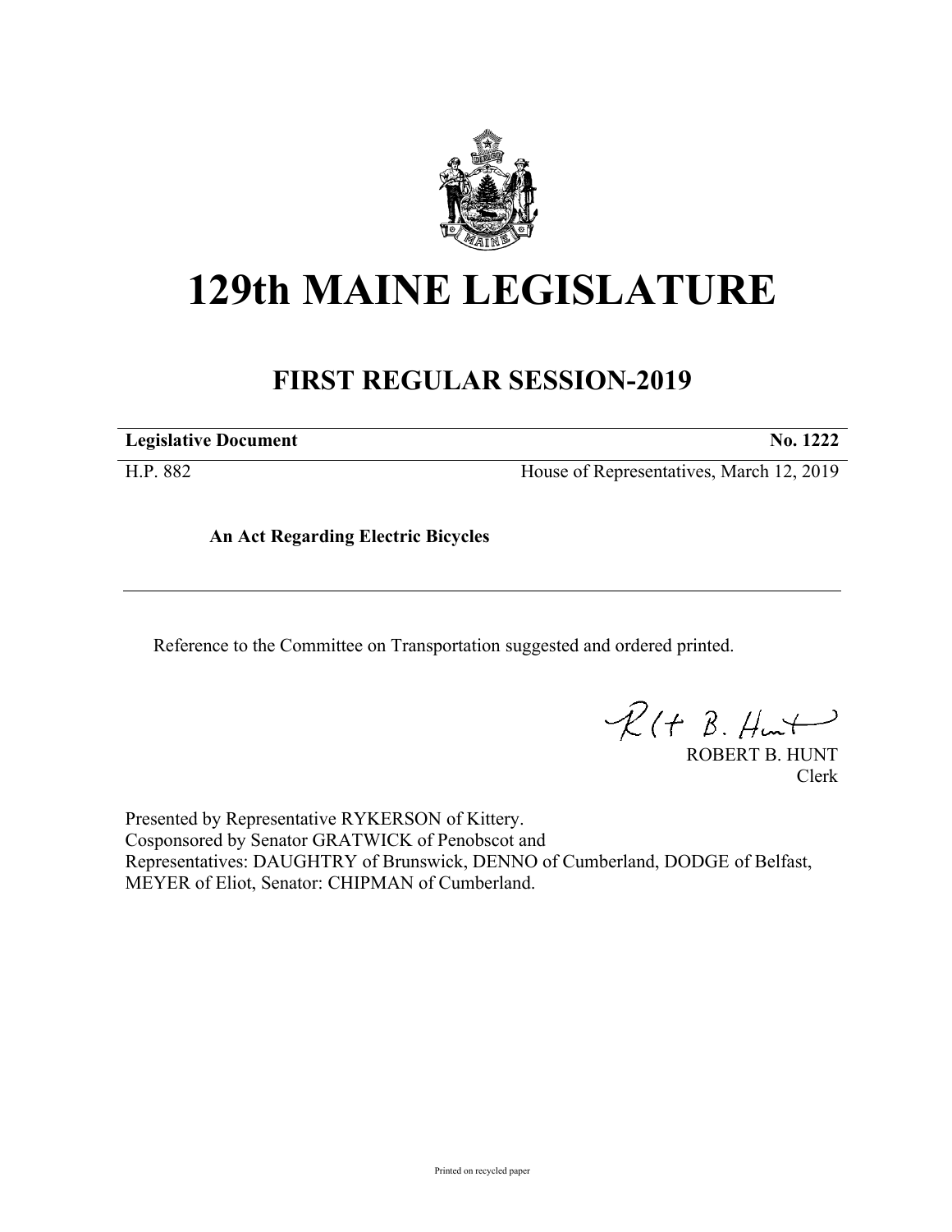# 129th MAINE LEGISLATURE

## FIRST REGULAR SESSION-2019

| **Legislative Document** | **No. 1222** |
| --- | --- |
| H.P. 882 | House of Representatives, March 12, 2019 |

**An Act Regarding Electric Bicycles**

Reference to the Committee on Transportation suggested and ordered printed.

ROBERT B. HUNT
Clerk

Presented by Representative RYKERSON of Kittery.
Cosponsored by Senator GRATWICK of Penobscot and
Representatives: DAUGHTRY of Brunswick, DENNO of Cumberland, DODGE of Belfast, MEYER of Eliot, Senator: CHIPMAN of Cumberland.

Printed on recycled paper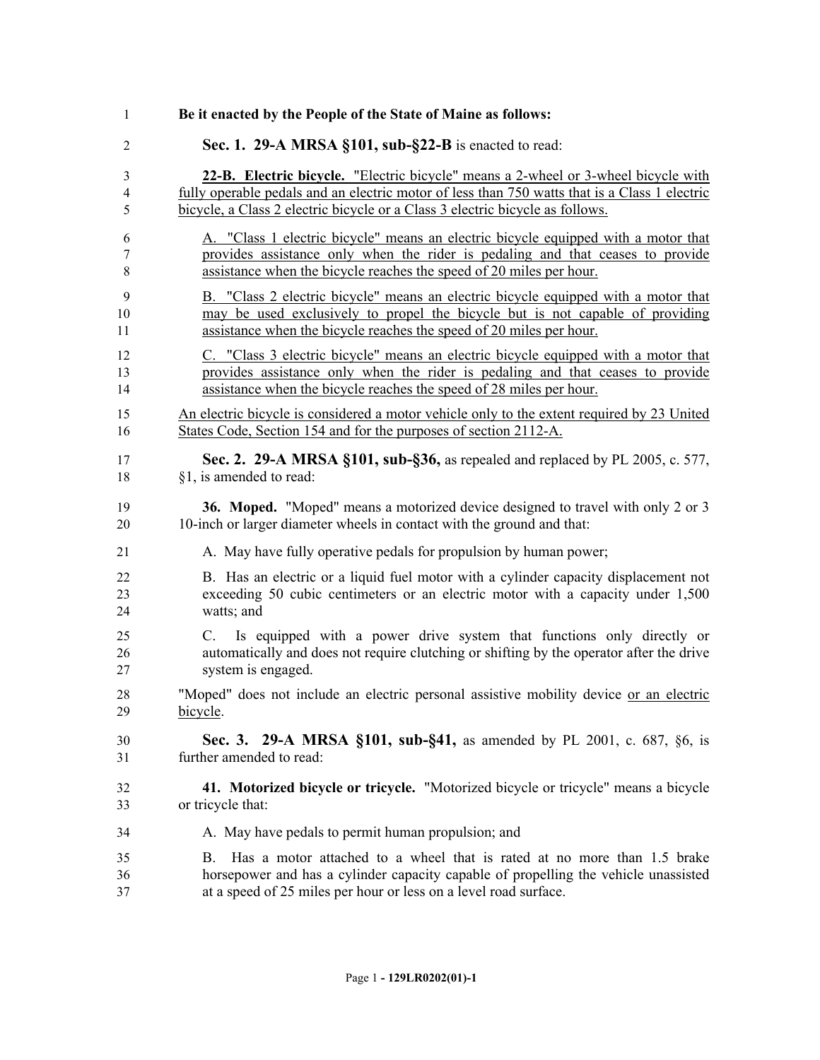**Be it enacted by the People of the State of Maine as follows:**

**Sec. 1. 29-A MRSA §101, sub-§22-B** is enacted to read:

<u>**22-B. Electric bicycle.** "Electric bicycle" means a 2-wheel or 3-wheel bicycle with fully operable pedals and an electric motor of less than 750 watts that is a Class 1 electric bicycle, a Class 2 electric bicycle or a Class 3 electric bicycle as follows.</u>

<u>A. "Class 1 electric bicycle" means an electric bicycle equipped with a motor that provides assistance only when the rider is pedaling and that ceases to provide assistance when the bicycle reaches the speed of 20 miles per hour.</u>

<u>B. "Class 2 electric bicycle" means an electric bicycle equipped with a motor that may be used exclusively to propel the bicycle but is not capable of providing assistance when the bicycle reaches the speed of 20 miles per hour.</u>

<u>C. "Class 3 electric bicycle" means an electric bicycle equipped with a motor that provides assistance only when the rider is pedaling and that ceases to provide assistance when the bicycle reaches the speed of 28 miles per hour.</u>

<u>An electric bicycle is considered a motor vehicle only to the extent required by 23 United States Code, Section 154 and for the purposes of section 2112-A.</u>

**Sec. 2. 29-A MRSA §101, sub-§36,** as repealed and replaced by PL 2005, c. 577, §1, is amended to read:

**36. Moped.** "Moped" means a motorized device designed to travel with only 2 or 3 10-inch or larger diameter wheels in contact with the ground and that:

A. May have fully operative pedals for propulsion by human power;

B. Has an electric or a liquid fuel motor with a cylinder capacity displacement not exceeding 50 cubic centimeters or an electric motor with a capacity under 1,500 watts; and

C. Is equipped with a power drive system that functions only directly or automatically and does not require clutching or shifting by the operator after the drive system is engaged.

"Moped" does not include an electric personal assistive mobility device <u>or an electric bicycle</u>.

**Sec. 3. 29-A MRSA §101, sub-§41,** as amended by PL 2001, c. 687, §6, is further amended to read:

**41. Motorized bicycle or tricycle.** "Motorized bicycle or tricycle" means a bicycle or tricycle that:

A. May have pedals to permit human propulsion; and

B. Has a motor attached to a wheel that is rated at no more than 1.5 brake horsepower and has a cylinder capacity capable of propelling the vehicle unassisted at a speed of 25 miles per hour or less on a level road surface.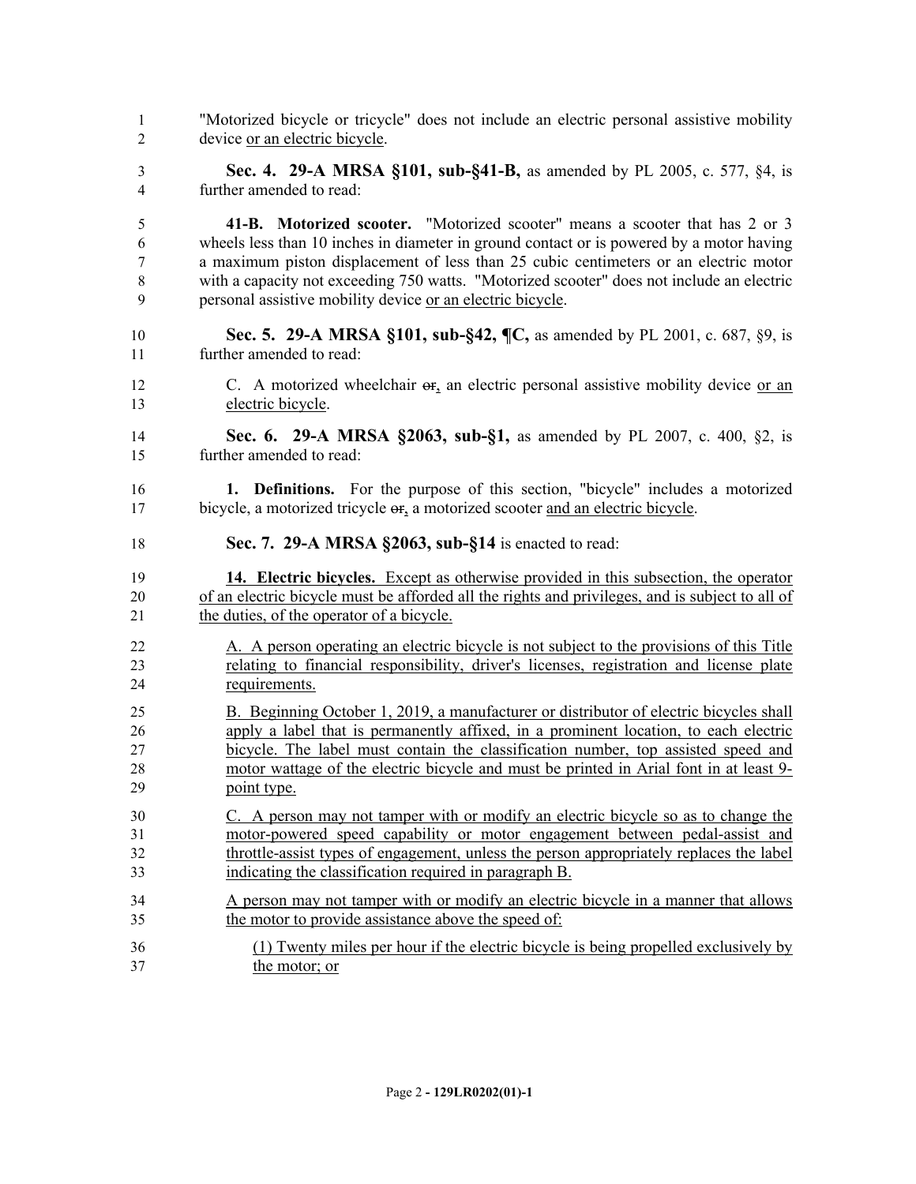"Motorized bicycle or tricycle" does not include an electric personal assistive mobility device <u>or an electric bicycle</u>.

**Sec. 4. 29-A MRSA §101, sub-§41-B,** as amended by PL 2005, c. 577, §4, is further amended to read:

**41-B. Motorized scooter.** "Motorized scooter" means a scooter that has 2 or 3 wheels less than 10 inches in diameter in ground contact or is powered by a motor having a maximum piston displacement of less than 25 cubic centimeters or an electric motor with a capacity not exceeding 750 watts. "Motorized scooter" does not include an electric personal assistive mobility device <u>or an electric bicycle</u>.

**Sec. 5. 29-A MRSA §101, sub-§42, ¶C,** as amended by PL 2001, c. 687, §9, is further amended to read:

C. A motorized wheelchair ~~or~~<u>,</u> an electric personal assistive mobility device <u>or an electric bicycle</u>.

**Sec. 6. 29-A MRSA §2063, sub-§1,** as amended by PL 2007, c. 400, §2, is further amended to read:

**1. Definitions.** For the purpose of this section, "bicycle" includes a motorized bicycle, a motorized tricycle ~~or~~<u>,</u> a motorized scooter <u>and an electric bicycle</u>.

**Sec. 7. 29-A MRSA §2063, sub-§14** is enacted to read:

<u>**14. Electric bicycles.** Except as otherwise provided in this subsection, the operator of an electric bicycle must be afforded all the rights and privileges, and is subject to all of the duties, of the operator of a bicycle.</u>

<u>A. A person operating an electric bicycle is not subject to the provisions of this Title relating to financial responsibility, driver's licenses, registration and license plate requirements.</u>

<u>B. Beginning October 1, 2019, a manufacturer or distributor of electric bicycles shall apply a label that is permanently affixed, in a prominent location, to each electric bicycle. The label must contain the classification number, top assisted speed and motor wattage of the electric bicycle and must be printed in Arial font in at least 9-point type.</u>

<u>C. A person may not tamper with or modify an electric bicycle so as to change the motor-powered speed capability or motor engagement between pedal-assist and throttle-assist types of engagement, unless the person appropriately replaces the label indicating the classification required in paragraph B.</u>

<u>A person may not tamper with or modify an electric bicycle in a manner that allows the motor to provide assistance above the speed of:</u>

<u>(1) Twenty miles per hour if the electric bicycle is being propelled exclusively by the motor; or</u>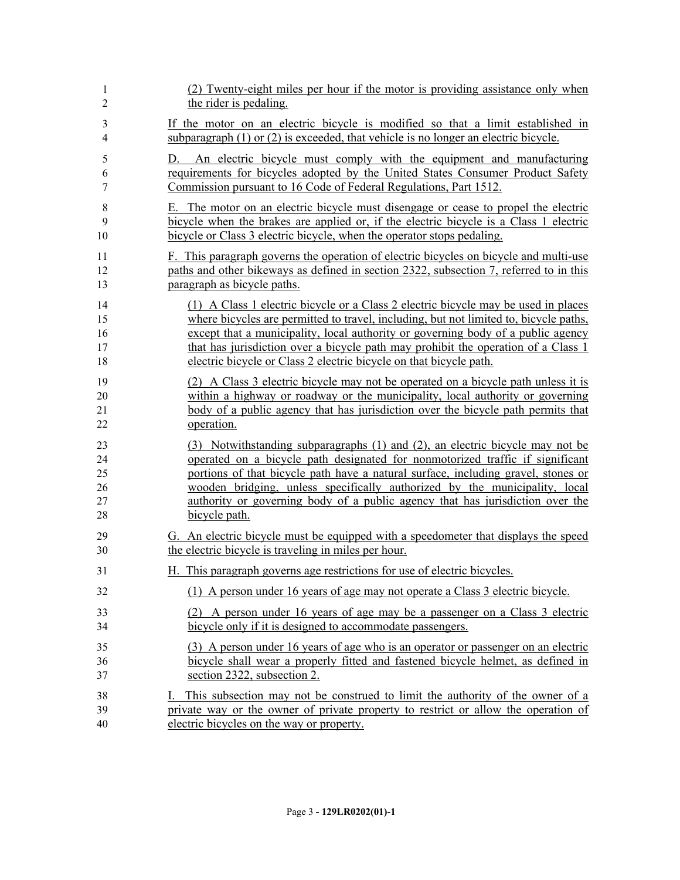(2) Twenty-eight miles per hour if the motor is providing assistance only when the rider is pedaling.

If the motor on an electric bicycle is modified so that a limit established in subparagraph (1) or (2) is exceeded, that vehicle is no longer an electric bicycle.

D. An electric bicycle must comply with the equipment and manufacturing requirements for bicycles adopted by the United States Consumer Product Safety Commission pursuant to 16 Code of Federal Regulations, Part 1512.

E. The motor on an electric bicycle must disengage or cease to propel the electric bicycle when the brakes are applied or, if the electric bicycle is a Class 1 electric bicycle or Class 3 electric bicycle, when the operator stops pedaling.

F. This paragraph governs the operation of electric bicycles on bicycle and multi-use paths and other bikeways as defined in section 2322, subsection 7, referred to in this paragraph as bicycle paths.

(1) A Class 1 electric bicycle or a Class 2 electric bicycle may be used in places where bicycles are permitted to travel, including, but not limited to, bicycle paths, except that a municipality, local authority or governing body of a public agency that has jurisdiction over a bicycle path may prohibit the operation of a Class 1 electric bicycle or Class 2 electric bicycle on that bicycle path.

(2) A Class 3 electric bicycle may not be operated on a bicycle path unless it is within a highway or roadway or the municipality, local authority or governing body of a public agency that has jurisdiction over the bicycle path permits that operation.

(3) Notwithstanding subparagraphs (1) and (2), an electric bicycle may not be operated on a bicycle path designated for nonmotorized traffic if significant portions of that bicycle path have a natural surface, including gravel, stones or wooden bridging, unless specifically authorized by the municipality, local authority or governing body of a public agency that has jurisdiction over the bicycle path.

G. An electric bicycle must be equipped with a speedometer that displays the speed the electric bicycle is traveling in miles per hour.

H. This paragraph governs age restrictions for use of electric bicycles.

(1) A person under 16 years of age may not operate a Class 3 electric bicycle.

(2) A person under 16 years of age may be a passenger on a Class 3 electric bicycle only if it is designed to accommodate passengers.

(3) A person under 16 years of age who is an operator or passenger on an electric bicycle shall wear a properly fitted and fastened bicycle helmet, as defined in section 2322, subsection 2.

I. This subsection may not be construed to limit the authority of the owner of a private way or the owner of private property to restrict or allow the operation of electric bicycles on the way or property.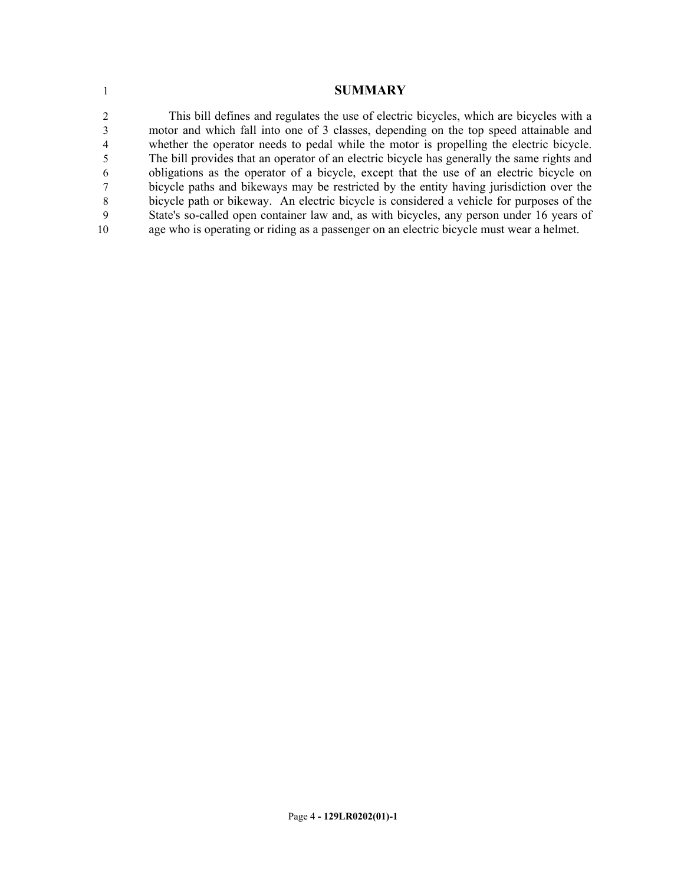## SUMMARY

This bill defines and regulates the use of electric bicycles, which are bicycles with a motor and which fall into one of 3 classes, depending on the top speed attainable and whether the operator needs to pedal while the motor is propelling the electric bicycle. The bill provides that an operator of an electric bicycle has generally the same rights and obligations as the operator of a bicycle, except that the use of an electric bicycle on bicycle paths and bikeways may be restricted by the entity having jurisdiction over the bicycle path or bikeway. An electric bicycle is considered a vehicle for purposes of the State's so-called open container law and, as with bicycles, any person under 16 years of age who is operating or riding as a passenger on an electric bicycle must wear a helmet.